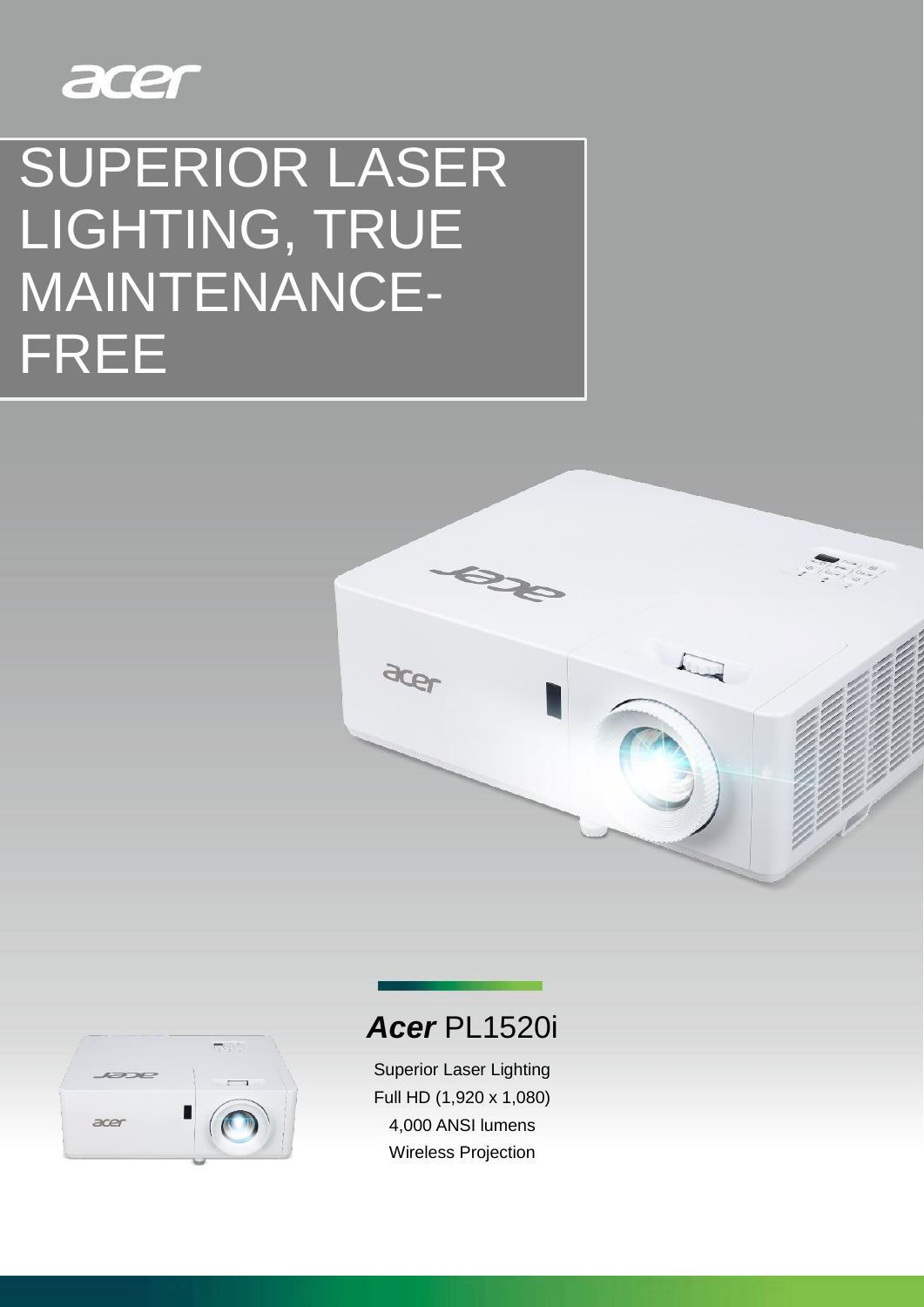acer

# SUPERIOR LASER LIGHTING, TRUE MAINTENANCE-FREE

## ***Acer*** PL1520i

Superior Laser Lighting

Full HD (1,920 x 1,080)

4,000 ANSI lumens

Wireless Projection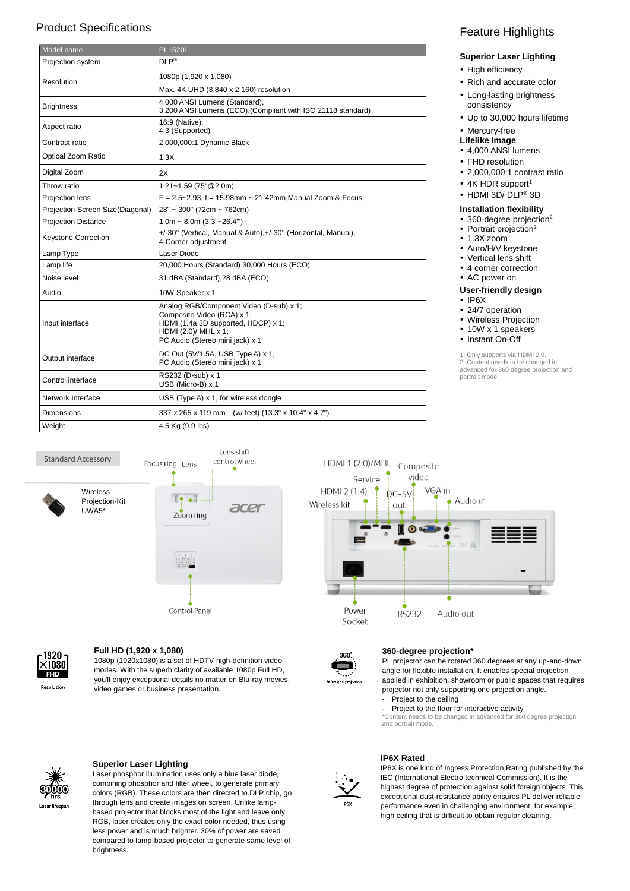## Product Specifications

| Model name | PL1520i |
|---|---|
| Projection system | DLP® |
| Resolution | 1080p (1,920 x 1,080)<br>Max. 4K UHD (3,840 x 2,160) resolution |
| Brightness | 4,000 ANSI Lumens (Standard),<br>3,200 ANSI Lumens (ECO),(Compliant with ISO 21118 standard) |
| Aspect ratio | 16:9 (Native),<br>4:3 (Supported) |
| Contrast ratio | 2,000,000:1 Dynamic Black |
| Optical Zoom Ratio | 1.3X |
| Digital Zoom | 2X |
| Throw ratio | 1.21~1.59 (75"@2.0m) |
| Projection lens | F = 2.5~2.93, f = 15.98mm ~ 21.42mm,Manual Zoom & Focus |
| Projection Screen Size(Diagonal) | 28" ~ 300" (72cm ~ 762cm) |
| Projection Distance | 1.0m ~ 8.0m (3.3"~26.4"') |
| Keystone Correction | +/-30° (Vertical, Manual & Auto),+/-30° (Horizontal, Manual),<br>4-Corner adjustment |
| Lamp Type | Laser Diode |
| Lamp life | 20,000 Hours (Standard) 30,000 Hours (ECO) |
| Noise level | 31 dBA (Standard),28 dBA (ECO) |
| Audio | 10W Speaker x 1 |
| Input interface | Analog RGB/Component Video (D-sub) x 1;<br>Composite Video (RCA) x 1;<br>HDMI (1.4a 3D supported, HDCP) x 1;<br>HDMI (2.0)/ MHL x 1;<br>PC Audio (Stereo mini jack) x 1 |
| Output interface | DC Out (5V/1.5A, USB Type A) x 1,<br>PC Audio (Stereo mini jack) x 1 |
| Control interface | RS232 (D-sub) x 1<br>USB (Micro-B) x 1 |
| Network Interface | USB (Type A) x 1, for wireless dongle |
| Dimensions | 337 x 265 x 119 mm (w/ feet) (13.3" x 10.4" x 4.7") |
| Weight | 4.5 Kg (9.9 lbs) |

## Feature Highlights

**Superior Laser Lighting**

- High efficiency
- Rich and accurate color
- Long-lasting brightness consistency
- Up to 30,000 hours lifetime
- Mercury-free

**Lifelike Image**

- 4,000 ANSI lumens
- FHD resolution
- 2,000,000:1 contrast ratio
- 4K HDR support[1]
- HDMI 3D/ DLP® 3D

**Installation flexibility**

- 360-degree projection[2]
- Portrait projection[2]
- 1.3X zoom
- Auto/H/V keystone
- Vertical lens shift
- 4 corner correction
- AC power on

**User-friendly design**

- IP6X
- 24/7 operation
- Wireless Projection
- 10W x 1 speakers
- Instant On-Off

1. Only supports via HDMI 2.0.
2. Content needs to be changed in advanced for 360 degree projection and portrait mode.

Standard Accessory

Wireless Projection-Kit UWA5*

Focus ring
Lens
Lens shift control wheel
Zoom ring
Control Panel

HDMI 1 (2.0)/MHL
Composite video
Service
HDMI 2 (1.4)
DC-5V out
VGA in
Audio in
Wireless kit
Power Socket
RS232
Audio out

### Full HD (1,920 x 1,080)

1080p (1920x1080) is a set of HDTV high-definition video modes. With the superb clarity of available 1080p Full HD, you'll enjoy exceptional details no matter on Blu-ray movies, video games or business presentation.

### 360-degree projection*

PL projector can be rotated 360 degrees at any up-and-down angle for flexible installation. It enables special projection applied in exhibition, showroom or public spaces that requires projector not only supporting one projection angle.

- Project to the ceiling
- Project to the floor for interactive activity

*Content needs to be changed in advanced for 360 degree projection and portrait mode.

### Superior Laser Lighting

Laser phosphor illumination uses only a blue laser diode, combining phosphor and filter wheel, to generate primary colors (RGB). These colors are then directed to DLP chip, go through lens and create images on screen. Unlike lamp-based projector that blocks most of the light and leave only RGB, laser creates only the exact color needed, thus using less power and is much brighter. 30% of power are saved compared to lamp-based projector to generate same level of brightness.

### IP6X Rated

IP6X is one kind of Ingress Protection Rating published by the IEC (International Electro technical Commission). It is the highest degree of protection against solid foreign objects. This exceptional dust-resistance ability ensures PL deliver reliable performance even in challenging environment, for example, high ceiling that is difficult to obtain regular cleaning.